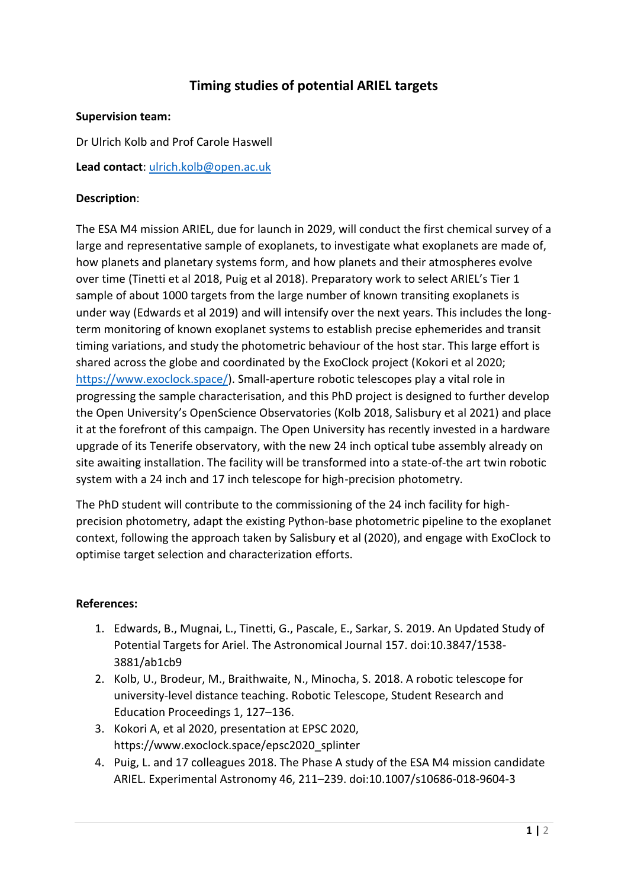# Timing studies of potential ARIEL targets

**Supervision team:**

Dr Ulrich Kolb and Prof Carole Haswell

**Lead contact**: [ulrich.kolb@open.ac.uk](mailto:ulrich.kolb@open.ac.uk)

**Description**:

The ESA M4 mission ARIEL, due for launch in 2029, will conduct the first chemical survey of a large and representative sample of exoplanets, to investigate what exoplanets are made of, how planets and planetary systems form, and how planets and their atmospheres evolve over time (Tinetti et al 2018, Puig et al 2018). Preparatory work to select ARIEL's Tier 1 sample of about 1000 targets from the large number of known transiting exoplanets is under way (Edwards et al 2019) and will intensify over the next years. This includes the long-term monitoring of known exoplanet systems to establish precise ephemerides and transit timing variations, and study the photometric behaviour of the host star. This large effort is shared across the globe and coordinated by the ExoClock project (Kokori et al 2020; [https://www.exoclock.space/](https://www.exoclock.space/)). Small-aperture robotic telescopes play a vital role in progressing the sample characterisation, and this PhD project is designed to further develop the Open University's OpenScience Observatories (Kolb 2018, Salisbury et al 2021) and place it at the forefront of this campaign. The Open University has recently invested in a hardware upgrade of its Tenerife observatory, with the new 24 inch optical tube assembly already on site awaiting installation. The facility will be transformed into a state-of-the art twin robotic system with a 24 inch and 17 inch telescope for high-precision photometry.

The PhD student will contribute to the commissioning of the 24 inch facility for high-precision photometry, adapt the existing Python-base photometric pipeline to the exoplanet context, following the approach taken by Salisbury et al (2020), and engage with ExoClock to optimise target selection and characterization efforts.

**References:**

1. Edwards, B., Mugnai, L., Tinetti, G., Pascale, E., Sarkar, S. 2019. An Updated Study of Potential Targets for Ariel. The Astronomical Journal 157. doi:10.3847/1538-3881/ab1cb9
2. Kolb, U., Brodeur, M., Braithwaite, N., Minocha, S. 2018. A robotic telescope for university-level distance teaching. Robotic Telescope, Student Research and Education Proceedings 1, 127–136.
3. Kokori A, et al 2020, presentation at EPSC 2020, https://www.exoclock.space/epsc2020_splinter
4. Puig, L. and 17 colleagues 2018. The Phase A study of the ESA M4 mission candidate ARIEL. Experimental Astronomy 46, 211–239. doi:10.1007/s10686-018-9604-3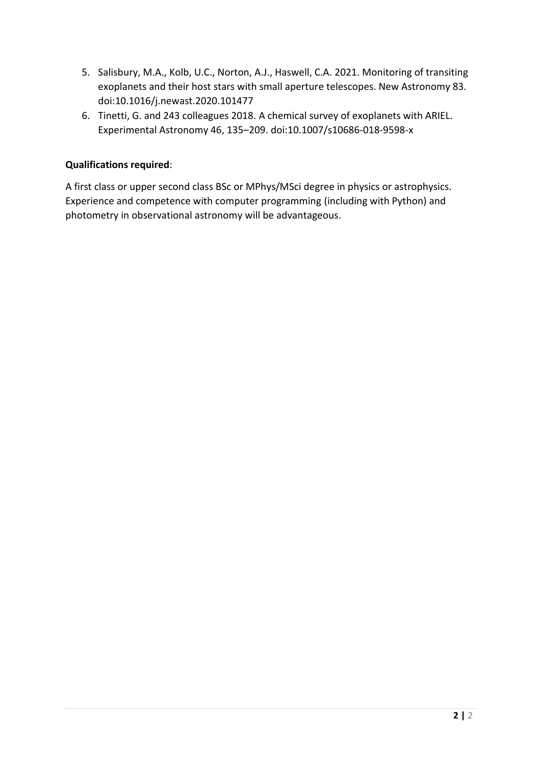5. Salisbury, M.A., Kolb, U.C., Norton, A.J., Haswell, C.A. 2021. Monitoring of transiting exoplanets and their host stars with small aperture telescopes. New Astronomy 83. doi:10.1016/j.newast.2020.101477
6. Tinetti, G. and 243 colleagues 2018. A chemical survey of exoplanets with ARIEL. Experimental Astronomy 46, 135–209. doi:10.1007/s10686-018-9598-x

**Qualifications required**:

A first class or upper second class BSc or MPhys/MSci degree in physics or astrophysics. Experience and competence with computer programming (including with Python) and photometry in observational astronomy will be advantageous.